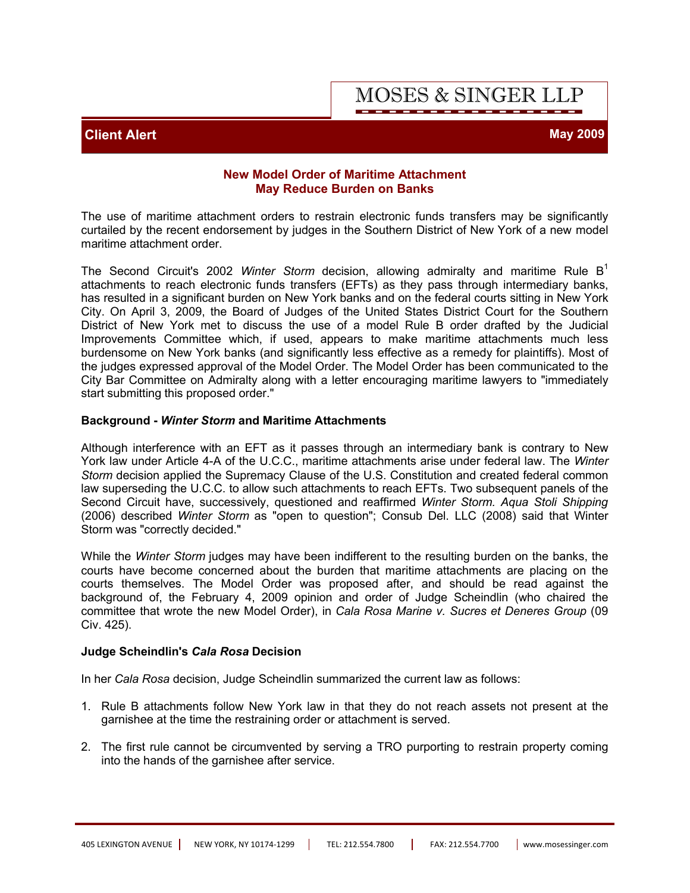MOSES & SINGER LLP

**Client Alert** **May 2009**

## New Model Order of Maritime Attachment May Reduce Burden on Banks

The use of maritime attachment orders to restrain electronic funds transfers may be significantly curtailed by the recent endorsement by judges in the Southern District of New York of a new model maritime attachment order.

The Second Circuit's 2002 *Winter Storm* decision, allowing admiralty and maritime Rule B[1] attachments to reach electronic funds transfers (EFTs) as they pass through intermediary banks, has resulted in a significant burden on New York banks and on the federal courts sitting in New York City. On April 3, 2009, the Board of Judges of the United States District Court for the Southern District of New York met to discuss the use of a model Rule B order drafted by the Judicial Improvements Committee which, if used, appears to make maritime attachments much less burdensome on New York banks (and significantly less effective as a remedy for plaintiffs). Most of the judges expressed approval of the Model Order. The Model Order has been communicated to the City Bar Committee on Admiralty along with a letter encouraging maritime lawyers to "immediately start submitting this proposed order."

### Background - *Winter Storm* and Maritime Attachments

Although interference with an EFT as it passes through an intermediary bank is contrary to New York law under Article 4-A of the U.C.C., maritime attachments arise under federal law. The *Winter Storm* decision applied the Supremacy Clause of the U.S. Constitution and created federal common law superseding the U.C.C. to allow such attachments to reach EFTs. Two subsequent panels of the Second Circuit have, successively, questioned and reaffirmed *Winter Storm. Aqua Stoli Shipping* (2006) described *Winter Storm* as "open to question"; Consub Del. LLC (2008) said that Winter Storm was "correctly decided."

While the *Winter Storm* judges may have been indifferent to the resulting burden on the banks, the courts have become concerned about the burden that maritime attachments are placing on the courts themselves. The Model Order was proposed after, and should be read against the background of, the February 4, 2009 opinion and order of Judge Scheindlin (who chaired the committee that wrote the new Model Order), in *Cala Rosa Marine v. Sucres et Deneres Group* (09 Civ. 425).

### Judge Scheindlin's *Cala Rosa* Decision

In her *Cala Rosa* decision, Judge Scheindlin summarized the current law as follows:

1. Rule B attachments follow New York law in that they do not reach assets not present at the garnishee at the time the restraining order or attachment is served.
2. The first rule cannot be circumvented by serving a TRO purporting to restrain property coming into the hands of the garnishee after service.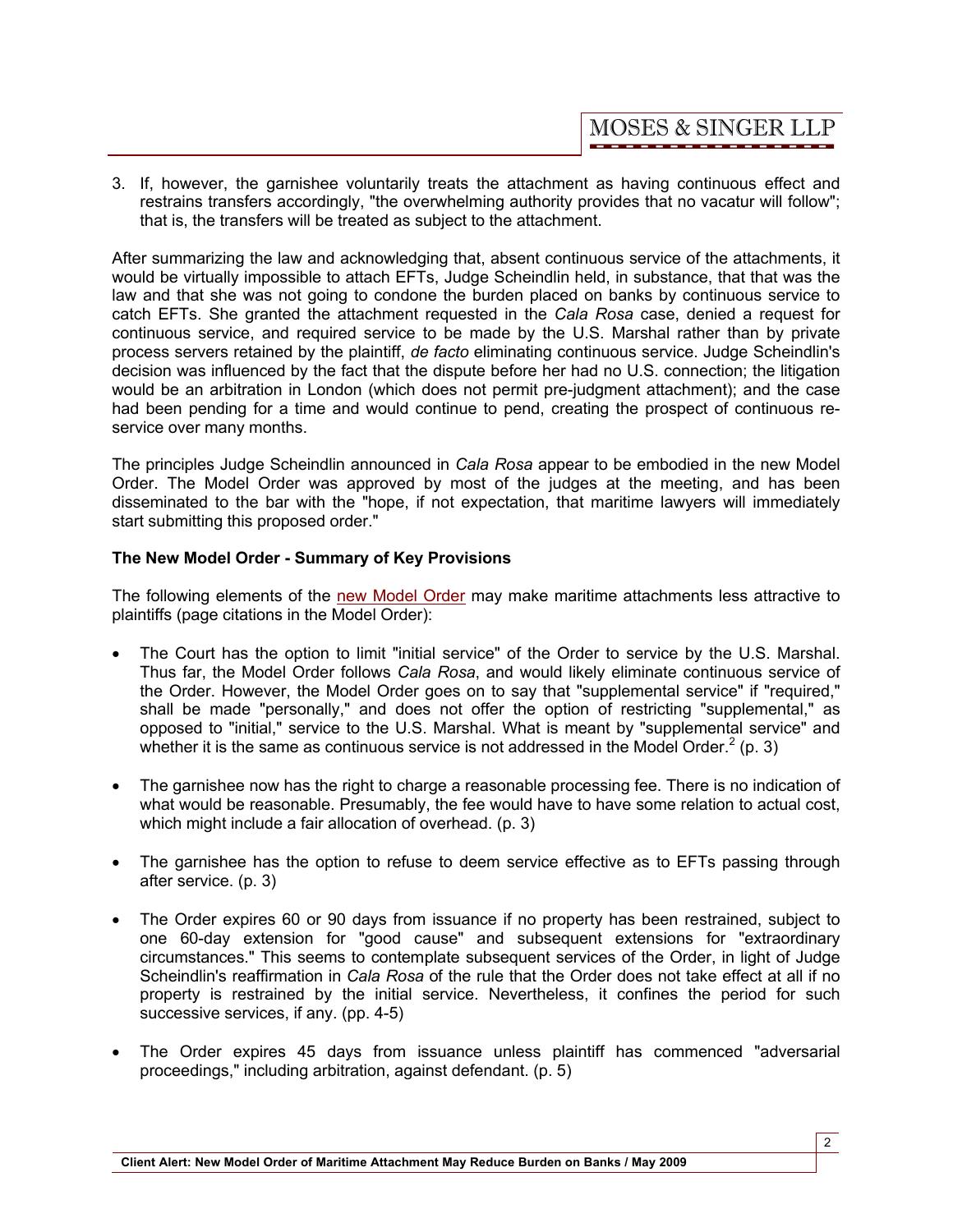3. If, however, the garnishee voluntarily treats the attachment as having continuous effect and restrains transfers accordingly, "the overwhelming authority provides that no vacatur will follow"; that is, the transfers will be treated as subject to the attachment.

After summarizing the law and acknowledging that, absent continuous service of the attachments, it would be virtually impossible to attach EFTs, Judge Scheindlin held, in substance, that that was the law and that she was not going to condone the burden placed on banks by continuous service to catch EFTs. She granted the attachment requested in the *Cala Rosa* case, denied a request for continuous service, and required service to be made by the U.S. Marshal rather than by private process servers retained by the plaintiff, *de facto* eliminating continuous service. Judge Scheindlin's decision was influenced by the fact that the dispute before her had no U.S. connection; the litigation would be an arbitration in London (which does not permit pre-judgment attachment); and the case had been pending for a time and would continue to pend, creating the prospect of continuous re-service over many months.

The principles Judge Scheindlin announced in *Cala Rosa* appear to be embodied in the new Model Order. The Model Order was approved by most of the judges at the meeting, and has been disseminated to the bar with the "hope, if not expectation, that maritime lawyers will immediately start submitting this proposed order."

**The New Model Order - Summary of Key Provisions**

The following elements of the new Model Order may make maritime attachments less attractive to plaintiffs (page citations in the Model Order):

- The Court has the option to limit "initial service" of the Order to service by the U.S. Marshal. Thus far, the Model Order follows *Cala Rosa*, and would likely eliminate continuous service of the Order. However, the Model Order goes on to say that "supplemental service" if "required," shall be made "personally," and does not offer the option of restricting "supplemental," as opposed to "initial," service to the U.S. Marshal. What is meant by "supplemental service" and whether it is the same as continuous service is not addressed in the Model Order.[2] (p. 3)

- The garnishee now has the right to charge a reasonable processing fee. There is no indication of what would be reasonable. Presumably, the fee would have to have some relation to actual cost, which might include a fair allocation of overhead. (p. 3)

- The garnishee has the option to refuse to deem service effective as to EFTs passing through after service. (p. 3)

- The Order expires 60 or 90 days from issuance if no property has been restrained, subject to one 60-day extension for "good cause" and subsequent extensions for "extraordinary circumstances." This seems to contemplate subsequent services of the Order, in light of Judge Scheindlin's reaffirmation in *Cala Rosa* of the rule that the Order does not take effect at all if no property is restrained by the initial service. Nevertheless, it confines the period for such successive services, if any. (pp. 4-5)

- The Order expires 45 days from issuance unless plaintiff has commenced "adversarial proceedings," including arbitration, against defendant. (p. 5)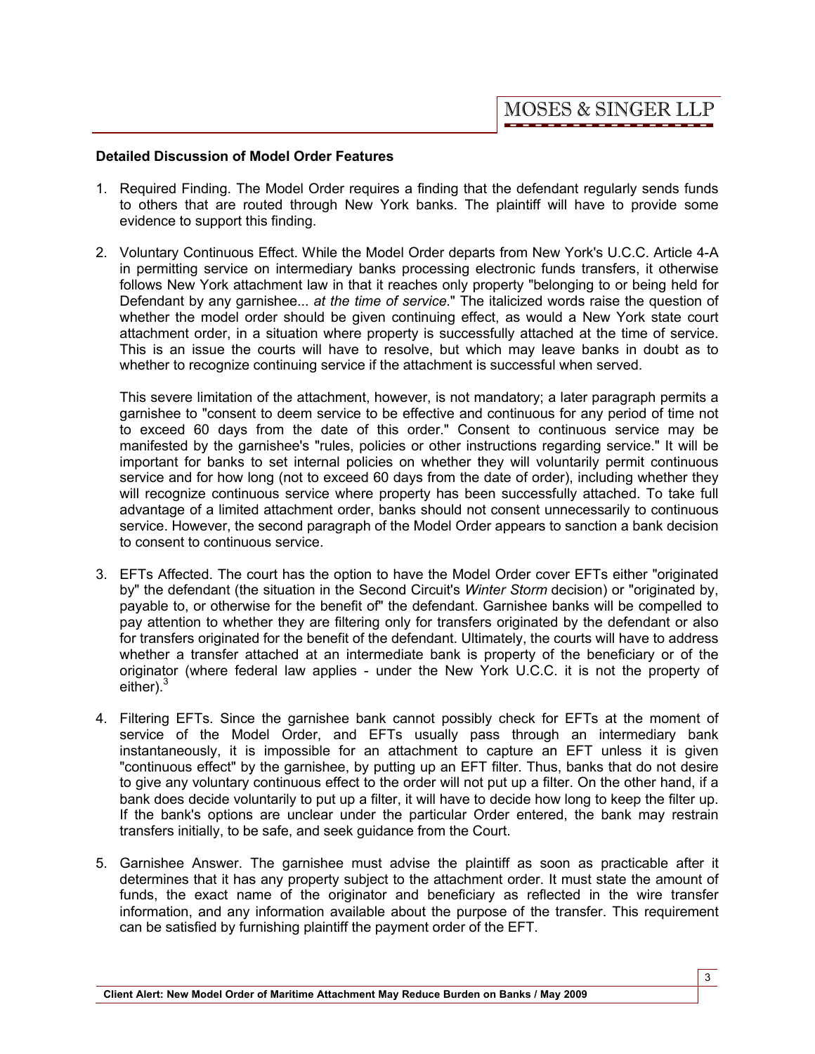**Detailed Discussion of Model Order Features**

1. Required Finding. The Model Order requires a finding that the defendant regularly sends funds to others that are routed through New York banks. The plaintiff will have to provide some evidence to support this finding.

2. Voluntary Continuous Effect. While the Model Order departs from New York's U.C.C. Article 4-A in permitting service on intermediary banks processing electronic funds transfers, it otherwise follows New York attachment law in that it reaches only property "belonging to or being held for Defendant by any garnishee... *at the time of service*." The italicized words raise the question of whether the model order should be given continuing effect, as would a New York state court attachment order, in a situation where property is successfully attached at the time of service. This is an issue the courts will have to resolve, but which may leave banks in doubt as to whether to recognize continuing service if the attachment is successful when served.

   This severe limitation of the attachment, however, is not mandatory; a later paragraph permits a garnishee to "consent to deem service to be effective and continuous for any period of time not to exceed 60 days from the date of this order." Consent to continuous service may be manifested by the garnishee's "rules, policies or other instructions regarding service." It will be important for banks to set internal policies on whether they will voluntarily permit continuous service and for how long (not to exceed 60 days from the date of order), including whether they will recognize continuous service where property has been successfully attached. To take full advantage of a limited attachment order, banks should not consent unnecessarily to continuous service. However, the second paragraph of the Model Order appears to sanction a bank decision to consent to continuous service.

3. EFTs Affected. The court has the option to have the Model Order cover EFTs either "originated by" the defendant (the situation in the Second Circuit's *Winter Storm* decision) or "originated by, payable to, or otherwise for the benefit of" the defendant. Garnishee banks will be compelled to pay attention to whether they are filtering only for transfers originated by the defendant or also for transfers originated for the benefit of the defendant. Ultimately, the courts will have to address whether a transfer attached at an intermediate bank is property of the beneficiary or of the originator (where federal law applies - under the New York U.C.C. it is not the property of either).[3]

4. Filtering EFTs. Since the garnishee bank cannot possibly check for EFTs at the moment of service of the Model Order, and EFTs usually pass through an intermediary bank instantaneously, it is impossible for an attachment to capture an EFT unless it is given "continuous effect" by the garnishee, by putting up an EFT filter. Thus, banks that do not desire to give any voluntary continuous effect to the order will not put up a filter. On the other hand, if a bank does decide voluntarily to put up a filter, it will have to decide how long to keep the filter up. If the bank's options are unclear under the particular Order entered, the bank may restrain transfers initially, to be safe, and seek guidance from the Court.

5. Garnishee Answer. The garnishee must advise the plaintiff as soon as practicable after it determines that it has any property subject to the attachment order. It must state the amount of funds, the exact name of the originator and beneficiary as reflected in the wire transfer information, and any information available about the purpose of the transfer. This requirement can be satisfied by furnishing plaintiff the payment order of the EFT.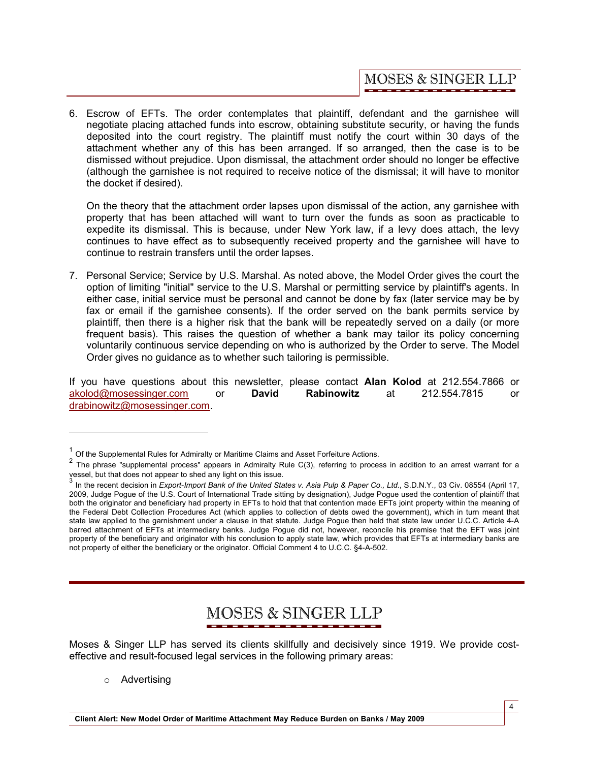6. Escrow of EFTs. The order contemplates that plaintiff, defendant and the garnishee will negotiate placing attached funds into escrow, obtaining substitute security, or having the funds deposited into the court registry. The plaintiff must notify the court within 30 days of the attachment whether any of this has been arranged. If so arranged, then the case is to be dismissed without prejudice. Upon dismissal, the attachment order should no longer be effective (although the garnishee is not required to receive notice of the dismissal; it will have to monitor the docket if desired).

   On the theory that the attachment order lapses upon dismissal of the action, any garnishee with property that has been attached will want to turn over the funds as soon as practicable to expedite its dismissal. This is because, under New York law, if a levy does attach, the levy continues to have effect as to subsequently received property and the garnishee will have to continue to restrain transfers until the order lapses.

7. Personal Service; Service by U.S. Marshal. As noted above, the Model Order gives the court the option of limiting "initial" service to the U.S. Marshal or permitting service by plaintiff's agents. In either case, initial service must be personal and cannot be done by fax (later service may be by fax or email if the garnishee consents). If the order served on the bank permits service by plaintiff, then there is a higher risk that the bank will be repeatedly served on a daily (or more frequent basis). This raises the question of whether a bank may tailor its policy concerning voluntarily continuous service depending on who is authorized by the Order to serve. The Model Order gives no guidance as to whether such tailoring is permissible.

If you have questions about this newsletter, please contact **Alan Kolod** at 212.554.7866 or akolod@mosessinger.com or **David Rabinowitz** at 212.554.7815 or drabinowitz@mosessinger.com.

---

[1] Of the Supplemental Rules for Admiralty or Maritime Claims and Asset Forfeiture Actions.

[2] The phrase "supplemental process" appears in Admiralty Rule C(3), referring to process in addition to an arrest warrant for a vessel, but that does not appear to shed any light on this issue.

[3] In the recent decision in *Export-Import Bank of the United States v. Asia Pulp & Paper Co., Ltd.*, S.D.N.Y., 03 Civ. 08554 (April 17, 2009, Judge Pogue of the U.S. Court of International Trade sitting by designation), Judge Pogue used the contention of plaintiff that both the originator and beneficiary had property in EFTs to hold that that contention made EFTs joint property within the meaning of the Federal Debt Collection Procedures Act (which applies to collection of debts owed the government), which in turn meant that state law applied to the garnishment under a clause in that statute. Judge Pogue then held that state law under U.C.C. Article 4-A barred attachment of EFTs at intermediary banks. Judge Pogue did not, however, reconcile his premise that the EFT was joint property of the beneficiary and originator with his conclusion to apply state law, which provides that EFTs at intermediary banks are not property of either the beneficiary or the originator. Official Comment 4 to U.C.C. §4-A-502.

---

MOSES & SINGER LLP

Moses & Singer LLP has served its clients skillfully and decisively since 1919. We provide cost-effective and result-focused legal services in the following primary areas:

- Advertising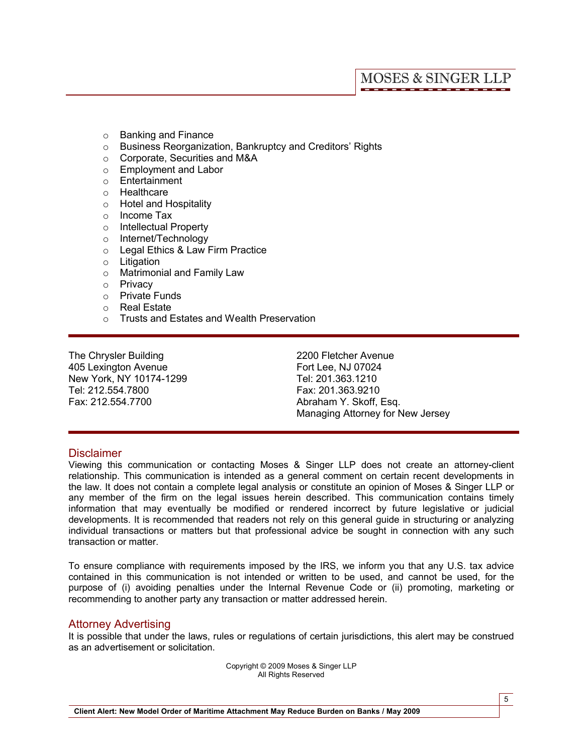- Banking and Finance
- Business Reorganization, Bankruptcy and Creditors' Rights
- Corporate, Securities and M&A
- Employment and Labor
- Entertainment
- Healthcare
- Hotel and Hospitality
- Income Tax
- Intellectual Property
- Internet/Technology
- Legal Ethics & Law Firm Practice
- Litigation
- Matrimonial and Family Law
- Privacy
- Private Funds
- Real Estate
- Trusts and Estates and Wealth Preservation

---

The Chrysler Building
405 Lexington Avenue
New York, NY 10174-1299
Tel: 212.554.7800
Fax: 212.554.7700

2200 Fletcher Avenue
Fort Lee, NJ 07024
Tel: 201.363.1210
Fax: 201.363.9210
Abraham Y. Skoff, Esq.
Managing Attorney for New Jersey

---

## Disclaimer

Viewing this communication or contacting Moses & Singer LLP does not create an attorney-client relationship. This communication is intended as a general comment on certain recent developments in the law. It does not contain a complete legal analysis or constitute an opinion of Moses & Singer LLP or any member of the firm on the legal issues herein described. This communication contains timely information that may eventually be modified or rendered incorrect by future legislative or judicial developments. It is recommended that readers not rely on this general guide in structuring or analyzing individual transactions or matters but that professional advice be sought in connection with any such transaction or matter.

To ensure compliance with requirements imposed by the IRS, we inform you that any U.S. tax advice contained in this communication is not intended or written to be used, and cannot be used, for the purpose of (i) avoiding penalties under the Internal Revenue Code or (ii) promoting, marketing or recommending to another party any transaction or matter addressed herein.

## Attorney Advertising

It is possible that under the laws, rules or regulations of certain jurisdictions, this alert may be construed as an advertisement or solicitation.

Copyright © 2009 Moses & Singer LLP
All Rights Reserved